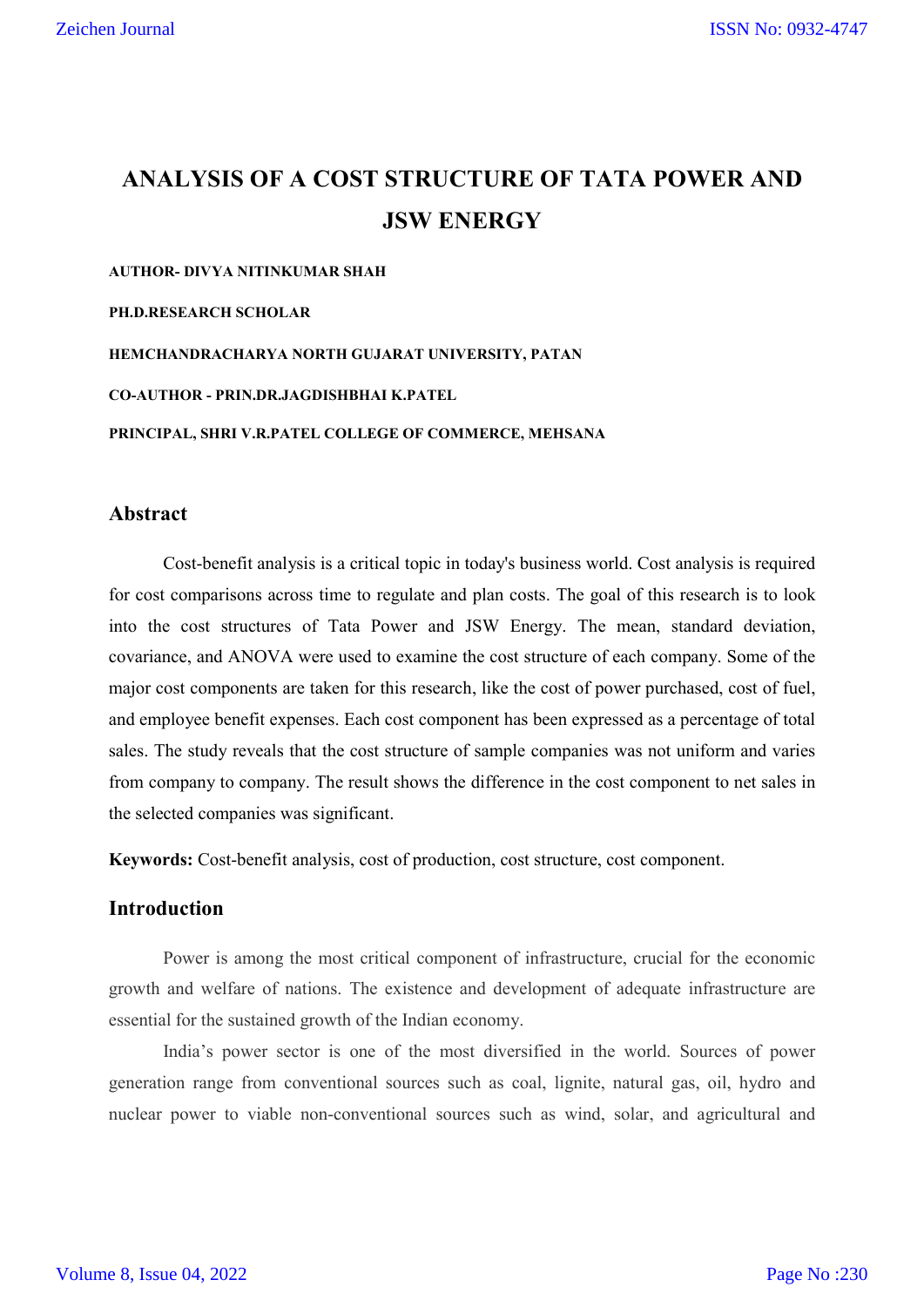# ANALYSIS OF A COST STRUCTURE OF TATA POWER AND JSW ENERGY

**AUTHOR- DIVYA NITINKUMAR SHAH**

**PH.D.RESEARCH SCHOLAR**

**HEMCHANDRACHARYA NORTH GUJARAT UNIVERSITY, PATAN**

**CO-AUTHOR - PRIN.DR.JAGDISHBHAI K.PATEL**

**PRINCIPAL, SHRI V.R.PATEL COLLEGE OF COMMERCE, MEHSANA**

## Abstract

Cost-benefit analysis is a critical topic in today's business world. Cost analysis is required for cost comparisons across time to regulate and plan costs. The goal of this research is to look into the cost structures of Tata Power and JSW Energy. The mean, standard deviation, covariance, and ANOVA were used to examine the cost structure of each company. Some of the major cost components are taken for this research, like the cost of power purchased, cost of fuel, and employee benefit expenses. Each cost component has been expressed as a percentage of total sales. The study reveals that the cost structure of sample companies was not uniform and varies from company to company. The result shows the difference in the cost component to net sales in the selected companies was significant.

**Keywords:** Cost-benefit analysis, cost of production, cost structure, cost component.

## Introduction

Power is among the most critical component of infrastructure, crucial for the economic growth and welfare of nations. The existence and development of adequate infrastructure are essential for the sustained growth of the Indian economy.

India's power sector is one of the most diversified in the world. Sources of power generation range from conventional sources such as coal, lignite, natural gas, oil, hydro and nuclear power to viable non-conventional sources such as wind, solar, and agricultural and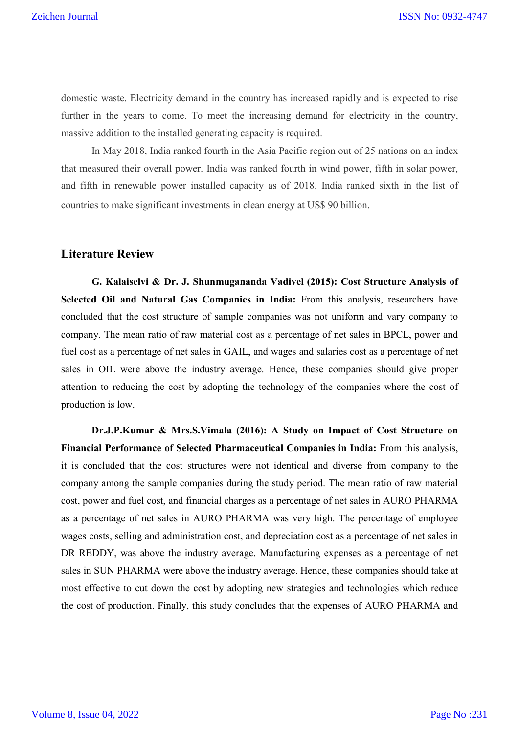domestic waste. Electricity demand in the country has increased rapidly and is expected to rise further in the years to come. To meet the increasing demand for electricity in the country, massive addition to the installed generating capacity is required.

In May 2018, India ranked fourth in the Asia Pacific region out of 25 nations on an index that measured their overall power. India was ranked fourth in wind power, fifth in solar power, and fifth in renewable power installed capacity as of 2018. India ranked sixth in the list of countries to make significant investments in clean energy at US$ 90 billion.

## Literature Review

**G. Kalaiselvi & Dr. J. Shunmugananda Vadivel (2015): Cost Structure Analysis of Selected Oil and Natural Gas Companies in India:** From this analysis, researchers have concluded that the cost structure of sample companies was not uniform and vary company to company. The mean ratio of raw material cost as a percentage of net sales in BPCL, power and fuel cost as a percentage of net sales in GAIL, and wages and salaries cost as a percentage of net sales in OIL were above the industry average. Hence, these companies should give proper attention to reducing the cost by adopting the technology of the companies where the cost of production is low.

**Dr.J.P.Kumar & Mrs.S.Vimala (2016): A Study on Impact of Cost Structure on Financial Performance of Selected Pharmaceutical Companies in India:** From this analysis, it is concluded that the cost structures were not identical and diverse from company to the company among the sample companies during the study period. The mean ratio of raw material cost, power and fuel cost, and financial charges as a percentage of net sales in AURO PHARMA as a percentage of net sales in AURO PHARMA was very high. The percentage of employee wages costs, selling and administration cost, and depreciation cost as a percentage of net sales in DR REDDY, was above the industry average. Manufacturing expenses as a percentage of net sales in SUN PHARMA were above the industry average. Hence, these companies should take at most effective to cut down the cost by adopting new strategies and technologies which reduce the cost of production. Finally, this study concludes that the expenses of AURO PHARMA and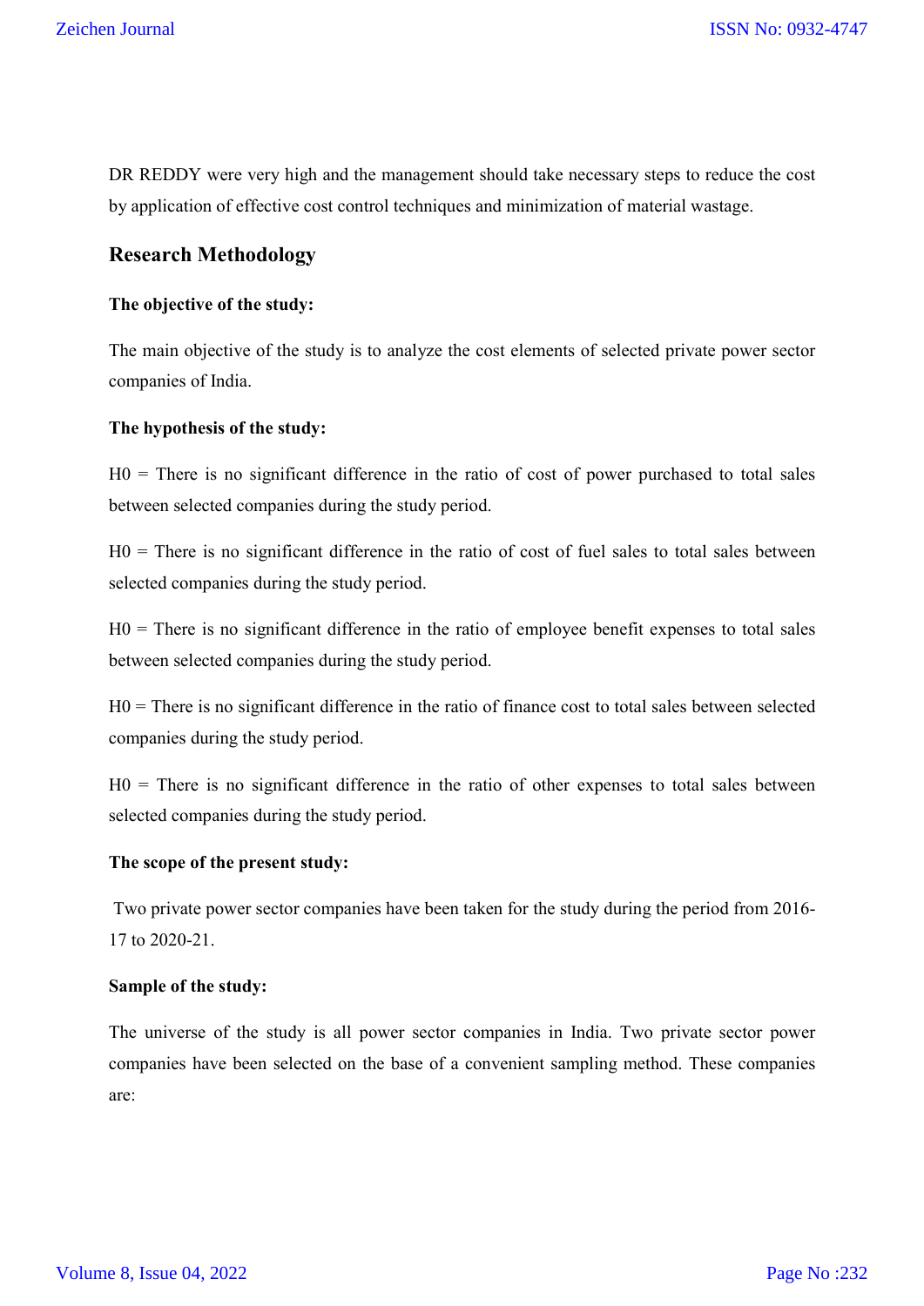DR REDDY were very high and the management should take necessary steps to reduce the cost by application of effective cost control techniques and minimization of material wastage.

## Research Methodology

**The objective of the study:**

The main objective of the study is to analyze the cost elements of selected private power sector companies of India.

**The hypothesis of the study:**

H0 = There is no significant difference in the ratio of cost of power purchased to total sales between selected companies during the study period.

H0 = There is no significant difference in the ratio of cost of fuel sales to total sales between selected companies during the study period.

H0 = There is no significant difference in the ratio of employee benefit expenses to total sales between selected companies during the study period.

H0 = There is no significant difference in the ratio of finance cost to total sales between selected companies during the study period.

H0 = There is no significant difference in the ratio of other expenses to total sales between selected companies during the study period.

**The scope of the present study:**

Two private power sector companies have been taken for the study during the period from 2016-17 to 2020-21.

**Sample of the study:**

The universe of the study is all power sector companies in India. Two private sector power companies have been selected on the base of a convenient sampling method. These companies are: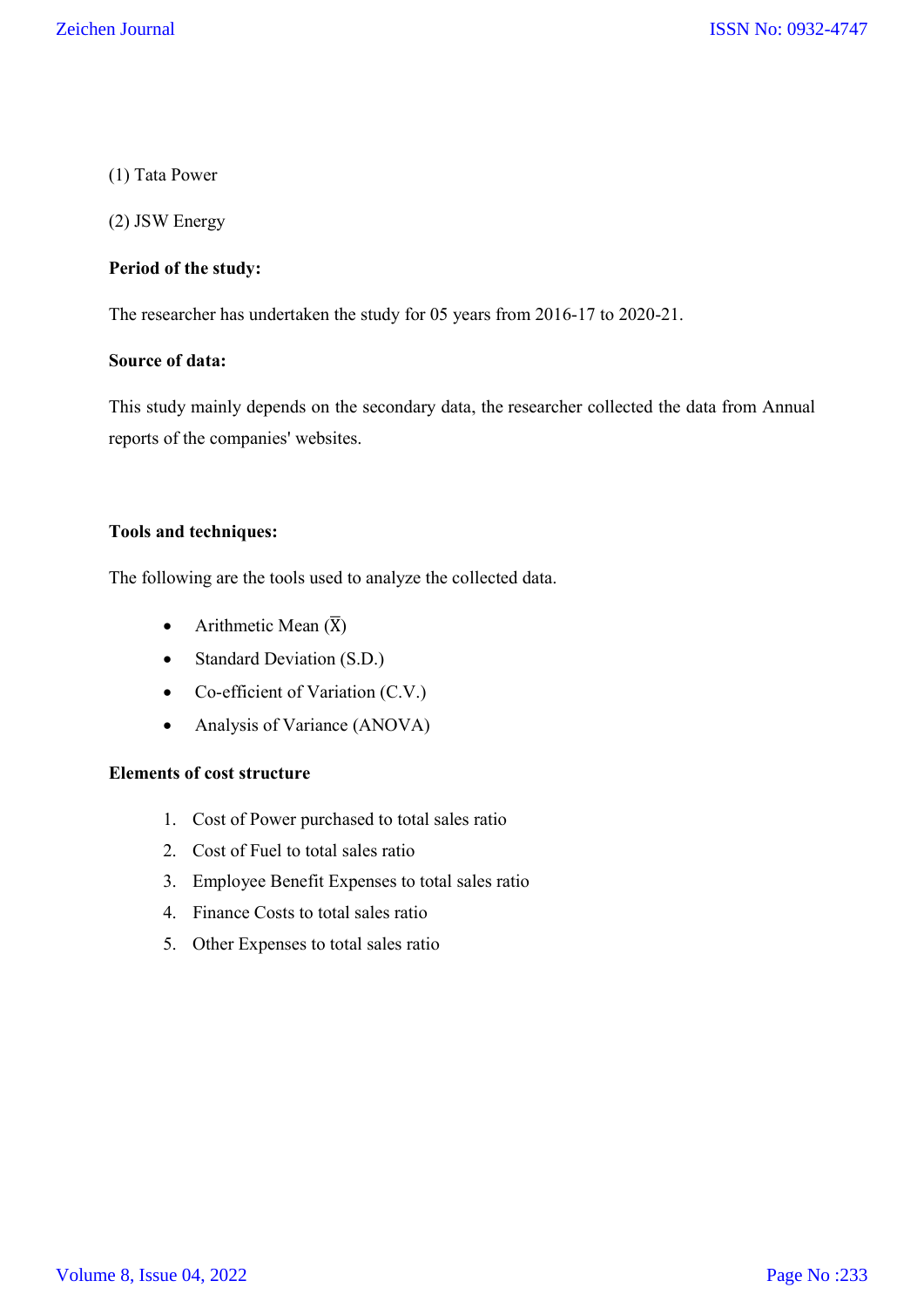(1) Tata Power

(2) JSW Energy

**Period of the study:**

The researcher has undertaken the study for 05 years from 2016-17 to 2020-21.

**Source of data:**

This study mainly depends on the secondary data, the researcher collected the data from Annual reports of the companies' websites.

**Tools and techniques:**

The following are the tools used to analyze the collected data.

- Arithmetic Mean ($\overline{X}$)
- Standard Deviation (S.D.)
- Co-efficient of Variation (C.V.)
- Analysis of Variance (ANOVA)

**Elements of cost structure**

1. Cost of Power purchased to total sales ratio
2. Cost of Fuel to total sales ratio
3. Employee Benefit Expenses to total sales ratio
4. Finance Costs to total sales ratio
5. Other Expenses to total sales ratio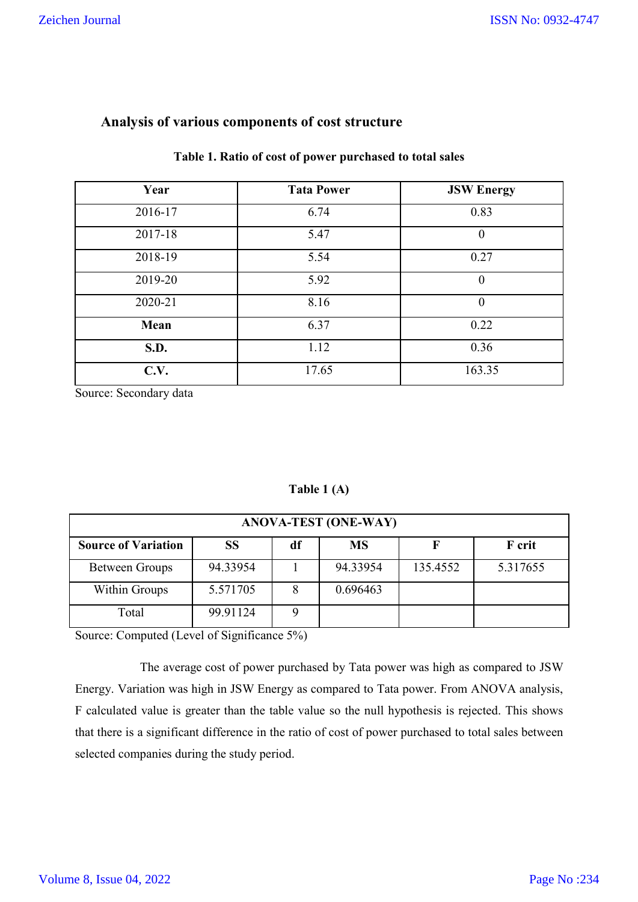## Analysis of various components of cost structure

**Table 1. Ratio of cost of power purchased to total sales**

| Year | Tata Power | JSW Energy |
|---|---|---|
| 2016-17 | 6.74 | 0.83 |
| 2017-18 | 5.47 | 0 |
| 2018-19 | 5.54 | 0.27 |
| 2019-20 | 5.92 | 0 |
| 2020-21 | 8.16 | 0 |
| **Mean** | 6.37 | 0.22 |
| **S.D.** | 1.12 | 0.36 |
| **C.V.** | 17.65 | 163.35 |

Source: Secondary data

**Table 1 (A)**

| ANOVA-TEST (ONE-WAY) | | | | | |
|---|---|---|---|---|---|
| **Source of Variation** | **SS** | **df** | **MS** | **F** | **F crit** |
| Between Groups | 94.33954 | 1 | 94.33954 | 135.4552 | 5.317655 |
| Within Groups | 5.571705 | 8 | 0.696463 | | |
| Total | 99.91124 | 9 | | | |

Source: Computed (Level of Significance 5%)

The average cost of power purchased by Tata power was high as compared to JSW Energy. Variation was high in JSW Energy as compared to Tata power. From ANOVA analysis, F calculated value is greater than the table value so the null hypothesis is rejected. This shows that there is a significant difference in the ratio of cost of power purchased to total sales between selected companies during the study period.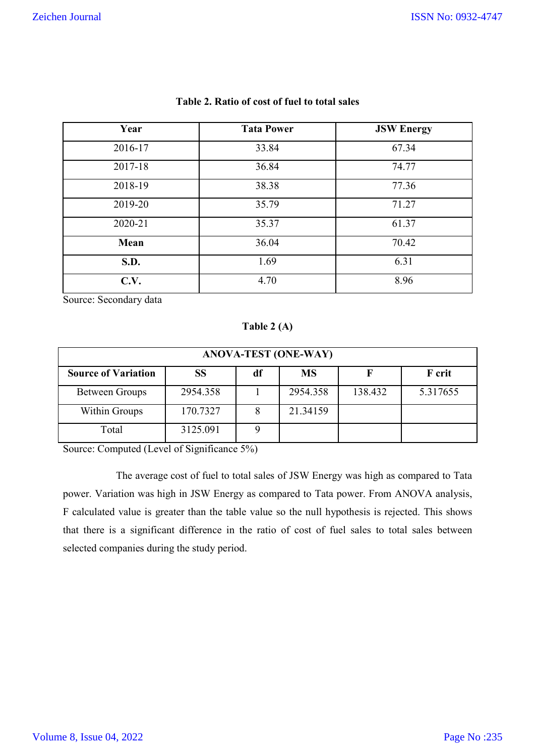**Table 2. Ratio of cost of fuel to total sales**

| Year | Tata Power | JSW Energy |
|---|---|---|
| 2016-17 | 33.84 | 67.34 |
| 2017-18 | 36.84 | 74.77 |
| 2018-19 | 38.38 | 77.36 |
| 2019-20 | 35.79 | 71.27 |
| 2020-21 | 35.37 | 61.37 |
| **Mean** | 36.04 | 70.42 |
| **S.D.** | 1.69 | 6.31 |
| **C.V.** | 4.70 | 8.96 |

Source: Secondary data

**Table 2 (A)**

| ANOVA-TEST (ONE-WAY) | | | | | |
|---|---|---|---|---|---|
| **Source of Variation** | **SS** | **df** | **MS** | **F** | **F crit** |
| Between Groups | 2954.358 | 1 | 2954.358 | 138.432 | 5.317655 |
| Within Groups | 170.7327 | 8 | 21.34159 | | |
| Total | 3125.091 | 9 | | | |

Source: Computed (Level of Significance 5%)

The average cost of fuel to total sales of JSW Energy was high as compared to Tata power. Variation was high in JSW Energy as compared to Tata power. From ANOVA analysis, F calculated value is greater than the table value so the null hypothesis is rejected. This shows that there is a significant difference in the ratio of cost of fuel sales to total sales between selected companies during the study period.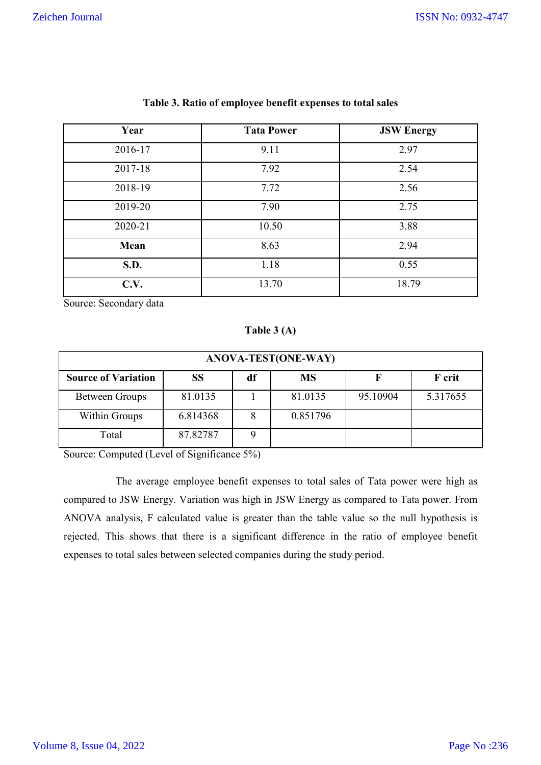**Table 3. Ratio of employee benefit expenses to total sales**

| Year | Tata Power | JSW Energy |
|---|---|---|
| 2016-17 | 9.11 | 2.97 |
| 2017-18 | 7.92 | 2.54 |
| 2018-19 | 7.72 | 2.56 |
| 2019-20 | 7.90 | 2.75 |
| 2020-21 | 10.50 | 3.88 |
| **Mean** | 8.63 | 2.94 |
| **S.D.** | 1.18 | 0.55 |
| **C.V.** | 13.70 | 18.79 |

Source: Secondary data

**Table 3 (A)**

| ANOVA-TEST(ONE-WAY) | | | | | |
|---|---|---|---|---|---|
| **Source of Variation** | **SS** | **df** | **MS** | **F** | **F crit** |
| Between Groups | 81.0135 | 1 | 81.0135 | 95.10904 | 5.317655 |
| Within Groups | 6.814368 | 8 | 0.851796 | | |
| Total | 87.82787 | 9 | | | |

Source: Computed (Level of Significance 5%)

The average employee benefit expenses to total sales of Tata power were high as compared to JSW Energy. Variation was high in JSW Energy as compared to Tata power. From ANOVA analysis, F calculated value is greater than the table value so the null hypothesis is rejected. This shows that there is a significant difference in the ratio of employee benefit expenses to total sales between selected companies during the study period.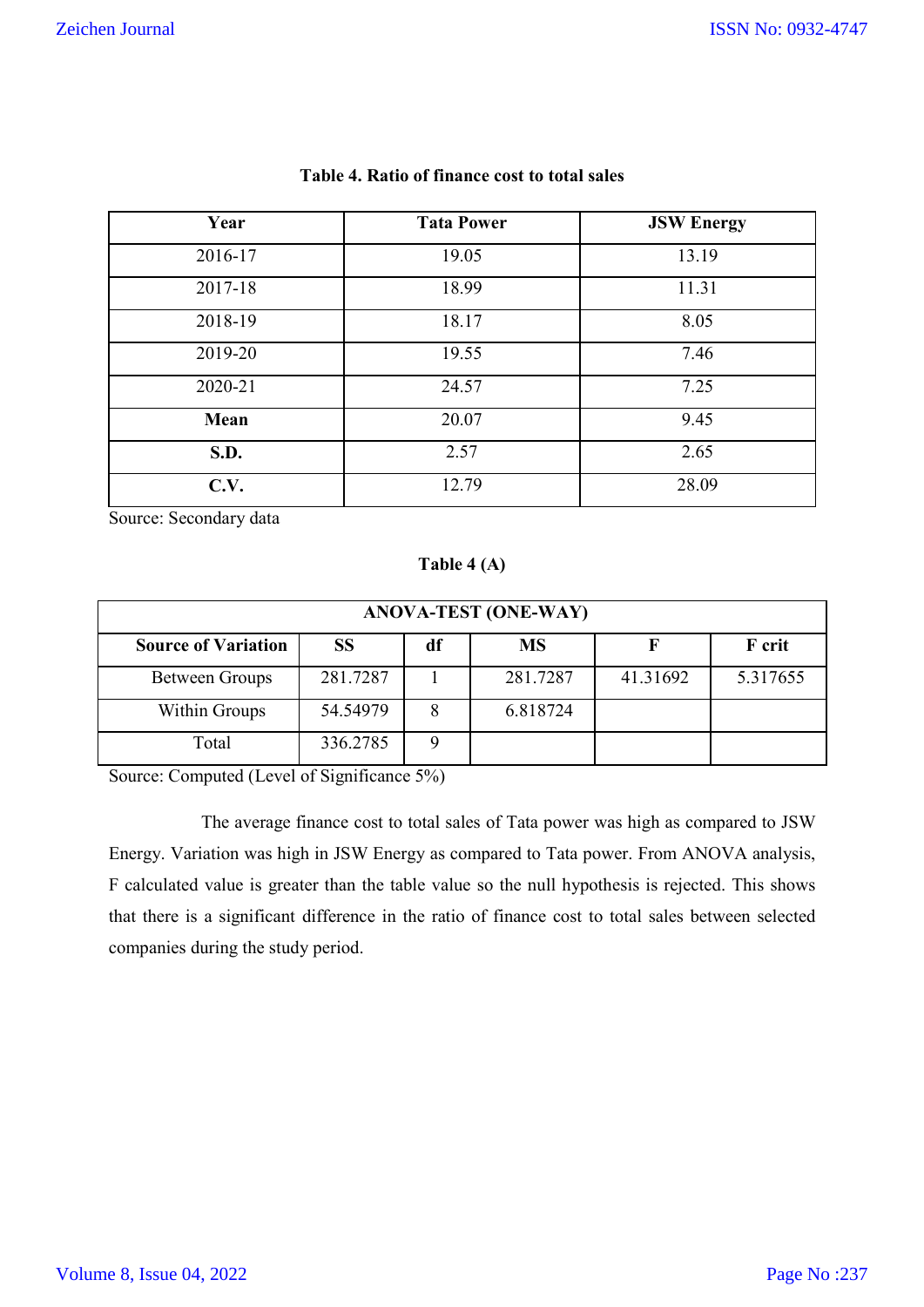**Table 4. Ratio of finance cost to total sales**

| Year | Tata Power | JSW Energy |
|---|---|---|
| 2016-17 | 19.05 | 13.19 |
| 2017-18 | 18.99 | 11.31 |
| 2018-19 | 18.17 | 8.05 |
| 2019-20 | 19.55 | 7.46 |
| 2020-21 | 24.57 | 7.25 |
| **Mean** | 20.07 | 9.45 |
| **S.D.** | 2.57 | 2.65 |
| **C.V.** | 12.79 | 28.09 |

Source: Secondary data

**Table 4 (A)**

| ANOVA-TEST (ONE-WAY) | | | | | |
|---|---|---|---|---|---|
| **Source of Variation** | **SS** | **df** | **MS** | **F** | **F crit** |
| Between Groups | 281.7287 | 1 | 281.7287 | 41.31692 | 5.317655 |
| Within Groups | 54.54979 | 8 | 6.818724 | | |
| Total | 336.2785 | 9 | | | |

Source: Computed (Level of Significance 5%)

The average finance cost to total sales of Tata power was high as compared to JSW Energy. Variation was high in JSW Energy as compared to Tata power. From ANOVA analysis, F calculated value is greater than the table value so the null hypothesis is rejected. This shows that there is a significant difference in the ratio of finance cost to total sales between selected companies during the study period.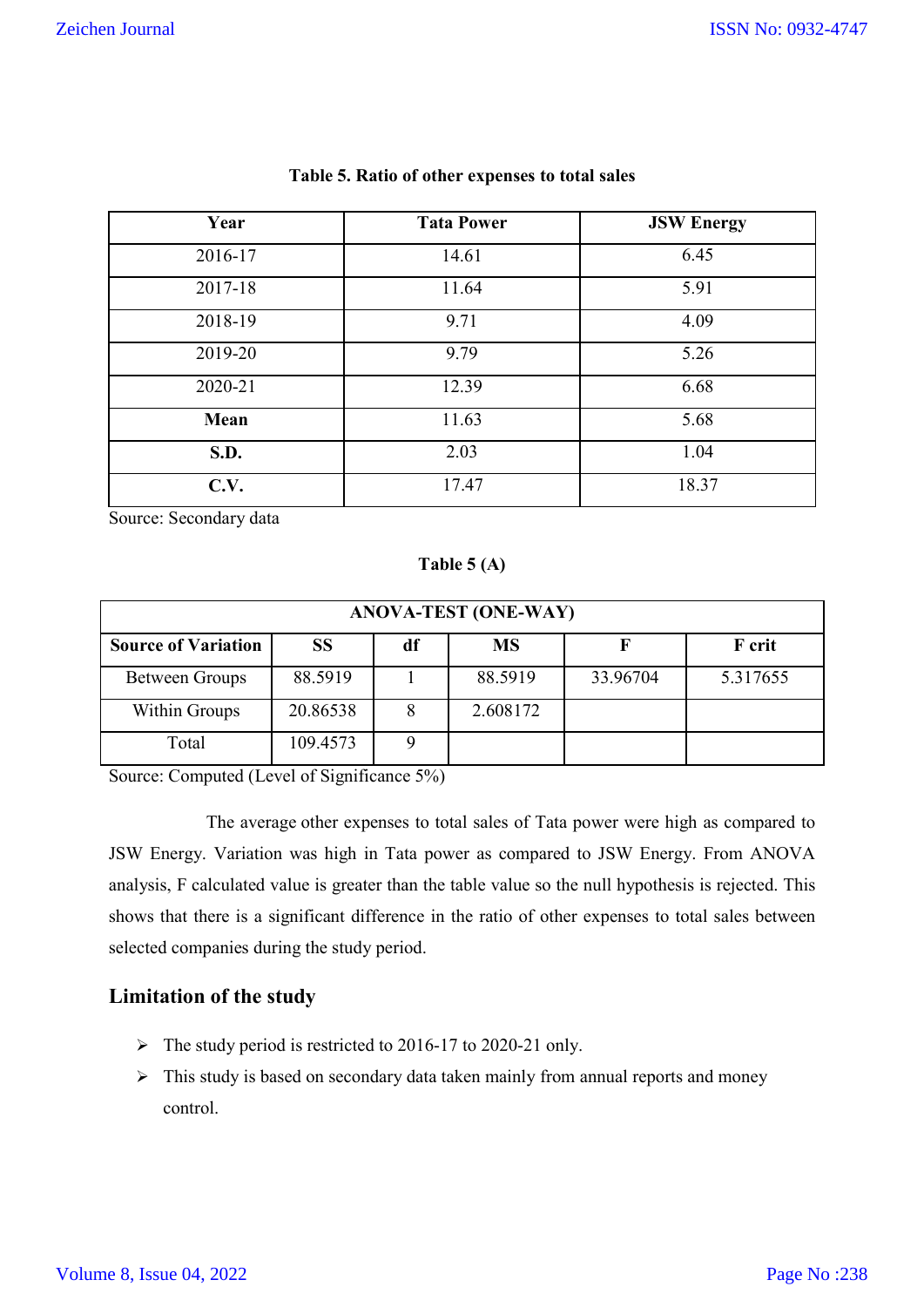**Table 5. Ratio of other expenses to total sales**

| Year | Tata Power | JSW Energy |
|---|---|---|
| 2016-17 | 14.61 | 6.45 |
| 2017-18 | 11.64 | 5.91 |
| 2018-19 | 9.71 | 4.09 |
| 2019-20 | 9.79 | 5.26 |
| 2020-21 | 12.39 | 6.68 |
| **Mean** | 11.63 | 5.68 |
| **S.D.** | 2.03 | 1.04 |
| **C.V.** | 17.47 | 18.37 |

Source: Secondary data

**Table 5 (A)**

| ANOVA-TEST (ONE-WAY) | | | | | |
|---|---|---|---|---|---|
| **Source of Variation** | **SS** | **df** | **MS** | **F** | **F crit** |
| Between Groups | 88.5919 | 1 | 88.5919 | 33.96704 | 5.317655 |
| Within Groups | 20.86538 | 8 | 2.608172 | | |
| Total | 109.4573 | 9 | | | |

Source: Computed (Level of Significance 5%)

The average other expenses to total sales of Tata power were high as compared to JSW Energy. Variation was high in Tata power as compared to JSW Energy. From ANOVA analysis, F calculated value is greater than the table value so the null hypothesis is rejected. This shows that there is a significant difference in the ratio of other expenses to total sales between selected companies during the study period.

## Limitation of the study

- The study period is restricted to 2016-17 to 2020-21 only.
- This study is based on secondary data taken mainly from annual reports and money control.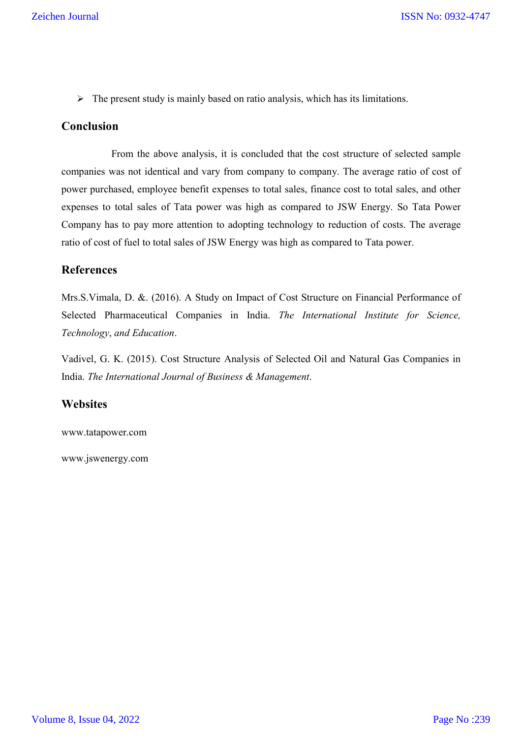- The present study is mainly based on ratio analysis, which has its limitations.

## Conclusion

From the above analysis, it is concluded that the cost structure of selected sample companies was not identical and vary from company to company. The average ratio of cost of power purchased, employee benefit expenses to total sales, finance cost to total sales, and other expenses to total sales of Tata power was high as compared to JSW Energy. So Tata Power Company has to pay more attention to adopting technology to reduction of costs. The average ratio of cost of fuel to total sales of JSW Energy was high as compared to Tata power.

## References

Mrs.S.Vimala, D. &. (2016). A Study on Impact of Cost Structure on Financial Performance of Selected Pharmaceutical Companies in India. *The International Institute for Science, Technology*, *and Education*.

Vadivel, G. K. (2015). Cost Structure Analysis of Selected Oil and Natural Gas Companies in India. *The International Journal of Business & Management*.

## Websites

www.tatapower.com

www.jswenergy.com